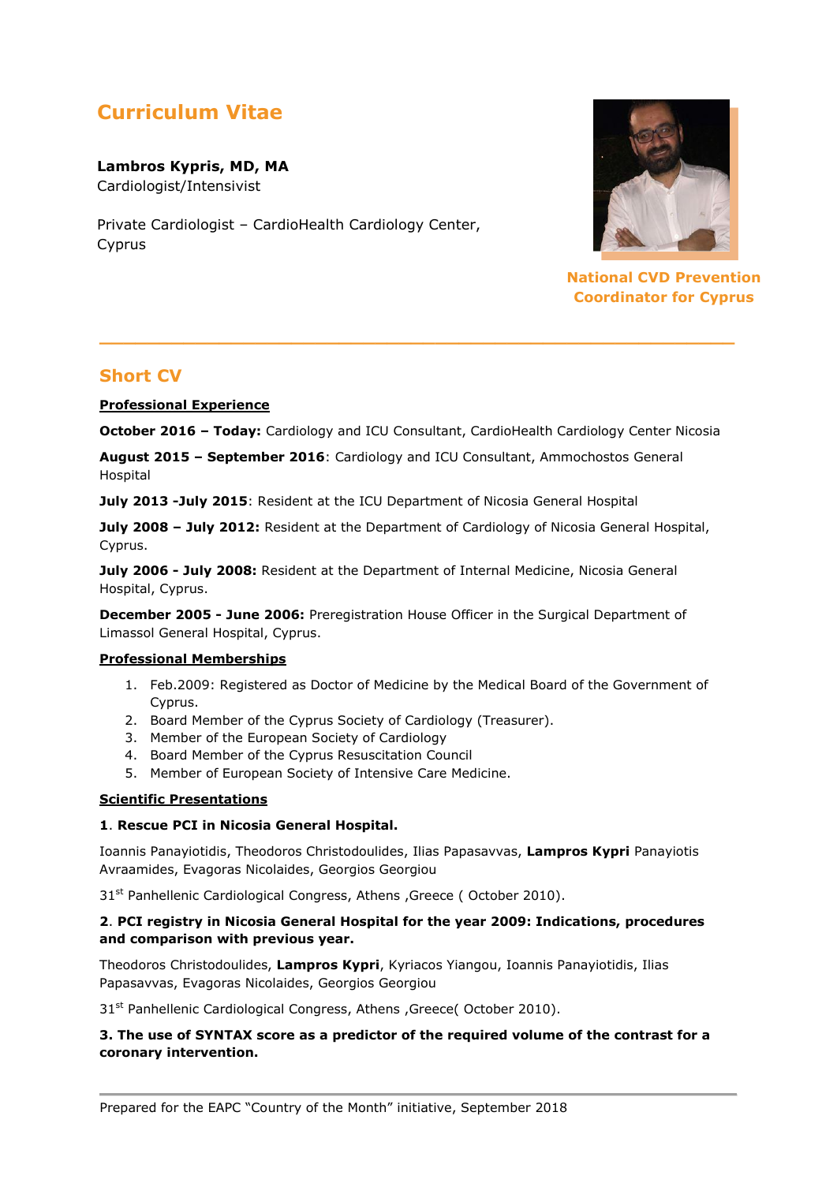# Curriculum Vitae

**Lambros Kypris, MD, MA**
Cardiologist/Intensivist

Private Cardiologist – CardioHealth Cardiology Center, Cyprus

**National CVD Prevention Coordinator for Cyprus**

---

## Short CV

**Professional Experience**

**October 2016 – Today:** Cardiology and ICU Consultant, CardioHealth Cardiology Center Nicosia

**August 2015 – September 2016**: Cardiology and ICU Consultant, Ammochostos General Hospital

**July 2013 -July 2015**: Resident at the ICU Department of Nicosia General Hospital

**July 2008 – July 2012:** Resident at the Department of Cardiology of Nicosia General Hospital, Cyprus.

**July 2006 - July 2008:** Resident at the Department of Internal Medicine, Nicosia General Hospital, Cyprus.

**December 2005 - June 2006:** Preregistration House Officer in the Surgical Department of Limassol General Hospital, Cyprus.

**Professional Memberships**

1. Feb.2009: Registered as Doctor of Medicine by the Medical Board of the Government of Cyprus.
2. Board Member of the Cyprus Society of Cardiology (Treasurer).
3. Member of the European Society of Cardiology
4. Board Member of the Cyprus Resuscitation Council
5. Member of European Society of Intensive Care Medicine.

**Scientific Presentations**

**1. Rescue PCI in Nicosia General Hospital.**

Ioannis Panayiotidis, Theodoros Christodoulides, Ilias Papasavvas, **Lampros Kypri** Panayiotis Avraamides, Evagoras Nicolaides, Georgios Georgiou

31st Panhellenic Cardiological Congress, Athens ,Greece ( October 2010).

**2. PCI registry in Nicosia General Hospital for the year 2009: Indications, procedures and comparison with previous year.**

Theodoros Christodoulides, **Lampros Kypri**, Kyriacos Yiangou, Ioannis Panayiotidis, Ilias Papasavvas, Evagoras Nicolaides, Georgios Georgiou

31st Panhellenic Cardiological Congress, Athens ,Greece( October 2010).

**3. The use of SYNTAX score as a predictor of the required volume of the contrast for a coronary intervention.**

Prepared for the EAPC "Country of the Month" initiative, September 2018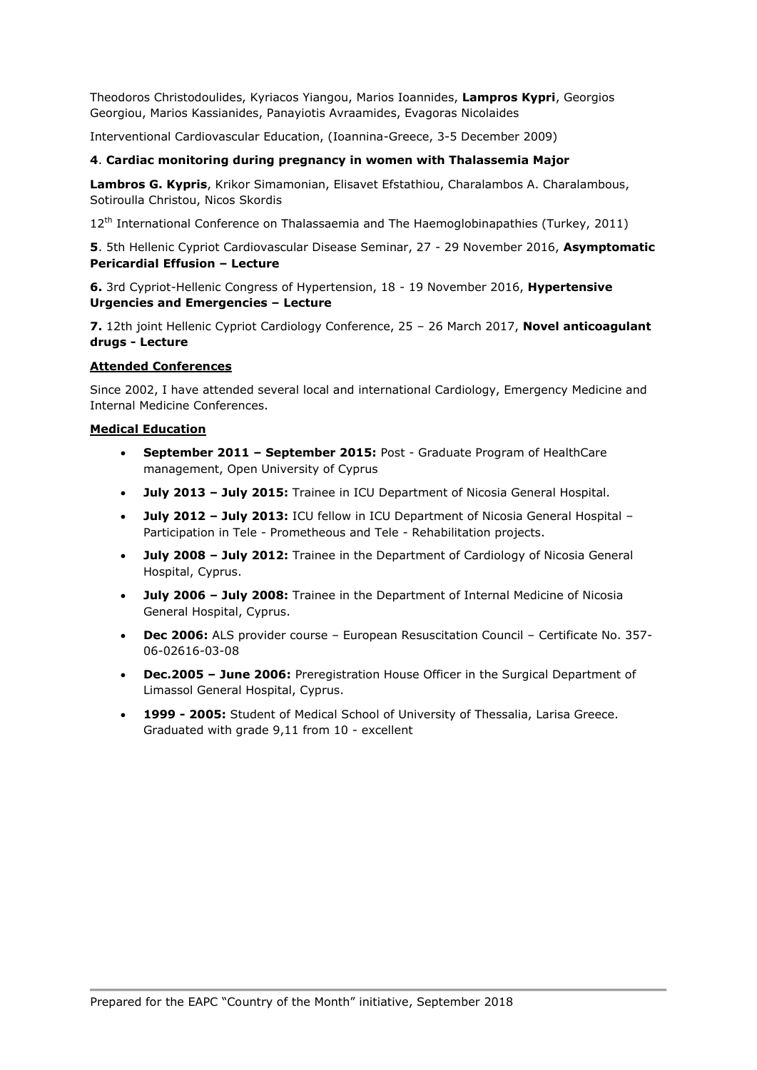Theodoros Christodoulides, Kyriacos Yiangou, Marios Ioannides, **Lampros Kypri**, Georgios Georgiou, Marios Kassianides, Panayiotis Avraamides, Evagoras Nicolaides

Interventional Cardiovascular Education, (Ioannina-Greece, 3-5 December 2009)

**4**. **Cardiac monitoring during pregnancy in women with Thalassemia Major**

**Lambros G. Kypris**, Krikor Simamonian, Elisavet Efstathiou, Charalambos A. Charalambous, Sotiroulla Christou, Nicos Skordis

12th International Conference on Thalassaemia and The Haemoglobinapathies (Turkey, 2011)

**5**. 5th Hellenic Cypriot Cardiovascular Disease Seminar, 27 - 29 November 2016, **Asymptomatic Pericardial Effusion – Lecture**

**6.** 3rd Cypriot-Hellenic Congress of Hypertension, 18 - 19 November 2016, **Hypertensive Urgencies and Emergencies – Lecture**

**7.** 12th joint Hellenic Cypriot Cardiology Conference, 25 – 26 March 2017, **Novel anticoagulant drugs - Lecture**

**Attended Conferences**

Since 2002, I have attended several local and international Cardiology, Emergency Medicine and Internal Medicine Conferences.

**Medical Education**

- **September 2011 – September 2015:** Post - Graduate Program of HealthCare management, Open University of Cyprus
- **July 2013 – July 2015:** Trainee in ICU Department of Nicosia General Hospital.
- **July 2012 – July 2013:** ICU fellow in ICU Department of Nicosia General Hospital – Participation in Tele - Prometheous and Tele - Rehabilitation projects.
- **July 2008 – July 2012:** Trainee in the Department of Cardiology of Nicosia General Hospital, Cyprus.
- **July 2006 – July 2008:** Trainee in the Department of Internal Medicine of Nicosia General Hospital, Cyprus.
- **Dec 2006:** ALS provider course – European Resuscitation Council – Certificate No. 357-06-02616-03-08
- **Dec.2005 – June 2006:** Preregistration House Officer in the Surgical Department of Limassol General Hospital, Cyprus.
- **1999 - 2005:** Student of Medical School of University of Thessalia, Larisa Greece. Graduated with grade 9,11 from 10 - excellent